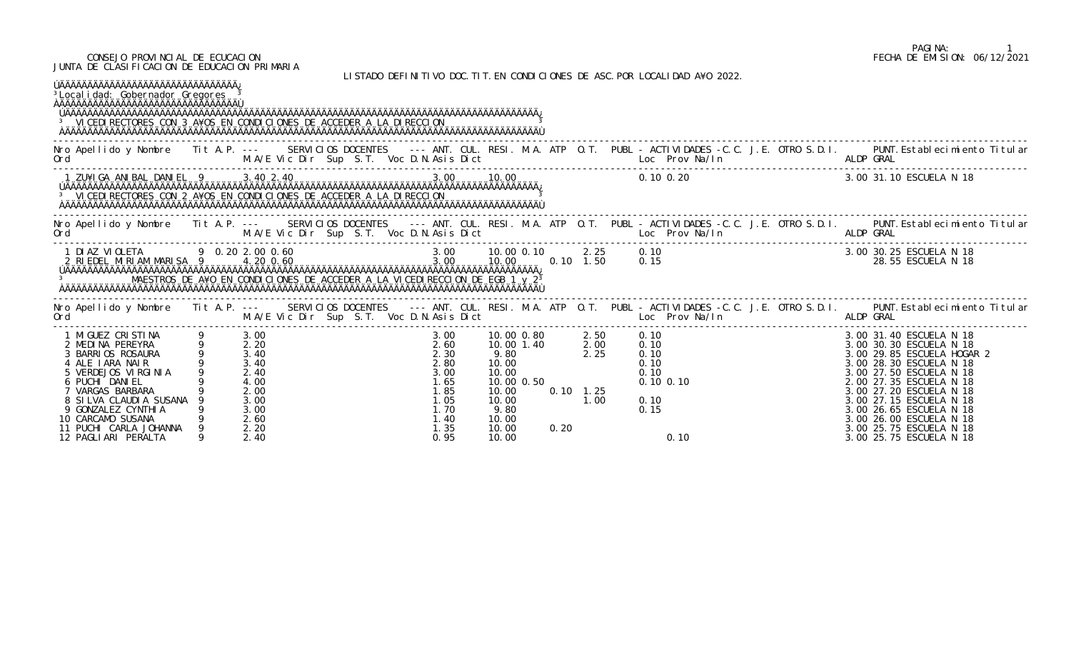CONSEJO PROVINCIAL DE ECUCACION
JUNTA DE CLASIFICACION DE EDUCACION PRIMARIA

FECHA DE EMISION: 06/12/2021

LISTADO DEFINITIVO DOC.TIT.EN CONDICIONES DE ASC.POR LOCALIDAD A¥O 2022.

**Localidad: Gobernador Gregores**

### VICEDIRECTORES CON 3 A¥OS EN CONDICIONES DE ACCEDER A LA DIRECCION

| Nro Ord | Apellido y Nombre | Tit | A.P. | M/A/E | Vic Dir | Sup | S.T. | Voc | D.N. | Asis | Dict | ANT. | CUL. | RESI. | M.A. | ATP | O.T. | PUBL Loc | Prov | Na/In | ACTIVIDADES C.C. | J.E. | OTRO | S.D.I. | ALDP | PUNT. GRAL | Establecimiento Titular |
|---|---|---|---|---|---|---|---|---|---|---|---|---|---|---|---|---|---|---|---|---|---|---|---|---|---|---|---|
| 1 | ZU¥IGA ANIBAL DANIEL | 9 | | 3.40 | 2.40 | | | | | | | 3.00 | | 10.00 | | | | 0.10 | 0.20 | | | | | | 3.00 | 31.10 | ESCUELA N 18 |

### VICEDIRECTORES CON 2 A¥OS EN CONDICIONES DE ACCEDER A LA DIRECCION

| Nro Ord | Apellido y Nombre | Tit | A.P. | M/A/E | Vic Dir | Sup | S.T. | Voc | D.N. | Asis | Dict | ANT. | CUL. | RESI. | M.A. | ATP | O.T. | PUBL Loc | Prov | Na/In | ACTIVIDADES C.C. | J.E. | OTRO | S.D.I. | ALDP | PUNT. GRAL | Establecimiento Titular |
|---|---|---|---|---|---|---|---|---|---|---|---|---|---|---|---|---|---|---|---|---|---|---|---|---|---|---|---|
| 1 | DIAZ VIOLETA | 9 | 0.20 | 2.00 | 0.60 | | | | | | | 3.00 | | 10.00 | 0.10 | | 2.25 | 0.10 | | | | | | | 3.00 | 30.25 | ESCUELA N 18 |
| 2 | RIEDEL MIRIAM MARISA | 9 | | 4.20 | 0.60 | | | | | | | 3.00 | | 10.00 | | 0.10 | 1.50 | 0.15 | | | | | | | | 28.55 | ESCUELA N 18 |

### MAESTROS DE A¥O EN CONDICIONES DE ACCEDER A LA VICEDIRECCION DE EGB 1 y 2

| Nro Ord | Apellido y Nombre | Tit | A.P. | M/A/E | Vic Dir | Sup | S.T. | Voc | D.N. | Asis | Dict | ANT. | CUL. | RESI. | M.A. | ATP | O.T. | PUBL Loc | Prov | Na/In | ACTIVIDADES C.C. | J.E. | OTRO | S.D.I. | ALDP | PUNT. GRAL | Establecimiento Titular |
|---|---|---|---|---|---|---|---|---|---|---|---|---|---|---|---|---|---|---|---|---|---|---|---|---|---|---|---|
| 1 | MIGUEZ CRISTINA | 9 | | 3.00 | | | | | | | | 3.00 | | 10.00 | 0.80 | | 2.50 | 0.10 | | | | | | | 3.00 | 31.40 | ESCUELA N 18 |
| 2 | MEDINA PEREYRA | 9 | | 2.20 | | | | | | | | 2.60 | | 10.00 | 1.40 | | 2.00 | 0.10 | | | | | | | 3.00 | 30.30 | ESCUELA N 18 |
| 3 | BARRIOS ROSAURA | 9 | | 3.40 | | | | | | | | 2.30 | | 9.80 | | | 2.25 | 0.10 | | | | | | | 3.00 | 29.85 | ESCUELA HOGAR 2 |
| 4 | ALE IARA NAIR | 9 | | 3.40 | | | | | | | | 2.80 | | 10.00 | | | | 0.10 | | | | | | | 3.00 | 28.30 | ESCUELA N 18 |
| 5 | VERDEJOS VIRGINIA | 9 | | 2.40 | | | | | | | | 3.00 | | 10.00 | | | | 0.10 | | | | | | | 3.00 | 27.50 | ESCUELA N 18 |
| 6 | PUCHI DANIEL | 9 | | 4.00 | | | | | | | | 1.65 | | 10.00 | 0.50 | | | 0.10 | 0.10 | | | | | | 2.00 | 27.35 | ESCUELA N 18 |
| 7 | VARGAS BARBARA | 9 | | 2.00 | | | | | | | | 1.85 | | 10.00 | | 0.10 | 1.25 | | | | | | | | 3.00 | 27.20 | ESCUELA N 18 |
| 8 | SILVA CLAUDIA SUSANA | 9 | | 3.00 | | | | | | | | 1.05 | | 10.00 | | | 1.00 | 0.10 | | | | | | | 3.00 | 27.15 | ESCUELA N 18 |
| 9 | GONZALEZ CYNTHIA | 9 | | 3.00 | | | | | | | | 1.70 | | 9.80 | | | | 0.15 | | | | | | | 3.00 | 26.65 | ESCUELA N 18 |
| 10 | CARCAMO SUSANA | 9 | | 2.60 | | | | | | | | 1.40 | | 10.00 | | | | | | | | | | | 3.00 | 26.00 | ESCUELA N 18 |
| 11 | PUCHI CARLA JOHANNA | 9 | | 2.20 | | | | | | | | 1.35 | | 10.00 | | 0.20 | | | | | | | | | 3.00 | 25.75 | ESCUELA N 18 |
| 12 | PAGLIARI PERALTA | 9 | | 2.40 | | | | | | | | 0.95 | | 10.00 | | | | | 0.10 | | | | | | 3.00 | 25.75 | ESCUELA N 18 |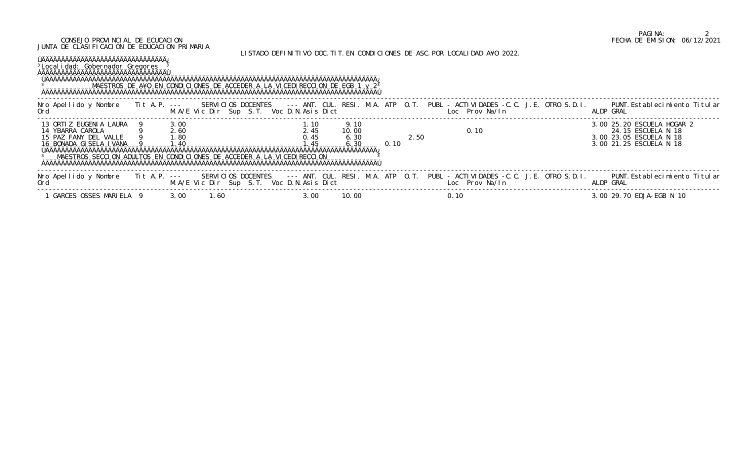CONSEJO PROVINCIAL DE ECUCACION
JUNTA DE CLASIFICACION DE EDUCACION PRIMARIA

FECHA DE EMISION: 06/12/2021

LISTADO DEFINITIVO DOC.TIT.EN CONDICIONES DE ASC.POR LOCALIDAD A¥O 2022.

Localidad: Gobernador Gregores

MAESTROS DE A¥O EN CONDICIONES DE ACCEDER A LA VICEDIRECCION DE EGB 1 y 2

| Nro Ord | Apellido y Nombre | Tit | A.P. | --- M/A/E | SERVICIOS Vic Dir | DOCENTES Sup | S.T. | --- Voc | ANT. D.N. | CUL. Asis | RESI. Dict | M.A. | ATP | O.T. | PUBL Loc | - ACTIVIDADES Prov | -C.C. Na/In | J.E. | OTRO | S.D.I. | ALDP | PUNT. GRAL | Establecimiento Titular |
|---|---|---|---|---|---|---|---|---|---|---|---|---|---|---|---|---|---|---|---|---|---|---|---|
| 13 | ORTIZ EUGENIA LAURA | 9 | 3.00 | | | | | | 1.10 | 9.10 | | | | | | | | | | | 3.00 | 25.20 | ESCUELA HOGAR 2 |
| 14 | YBARRA CAROLA | 9 | 2.60 | | | | | | 2.45 | 10.00 | | | | | | 0.10 | | | | | | 24.15 | ESCUELA N 18 |
| 15 | PAZ FANY DEL VALLE | 9 | 1.80 | | | | | | 0.45 | 6.30 | | | | 2.50 | | | | | | | 3.00 | 23.05 | ESCUELA N 18 |
| 16 | BONADA GISELA IVANA | 9 | 1.40 | | | | | | 1.45 | 6.30 | | 0.10 | | | | | | | | | 3.00 | 21.25 | ESCUELA N 18 |

MAESTROS SECCION ADULTOS EN CONDICIONES DE ACCEDER A LA VICEDIRECCION

| Nro Ord | Apellido y Nombre | Tit | A.P. | --- M/A/E | SERVICIOS Vic Dir | DOCENTES Sup | S.T. | --- Voc | ANT. D.N. | CUL. Asis | RESI. Dict | M.A. | ATP | O.T. | PUBL Loc | - ACTIVIDADES Prov | -C.C. Na/In | J.E. | OTRO | S.D.I. | ALDP | PUNT. GRAL | Establecimiento Titular |
|---|---|---|---|---|---|---|---|---|---|---|---|---|---|---|---|---|---|---|---|---|---|---|---|
| 1 | GARCES OSSES MARIELA | 9 | 3.00 | 1.60 | | | | | 3.00 | 10.00 | | | | | 0.10 | | | | | | 3.00 | 29.70 | EDJA-EGB N 10 |